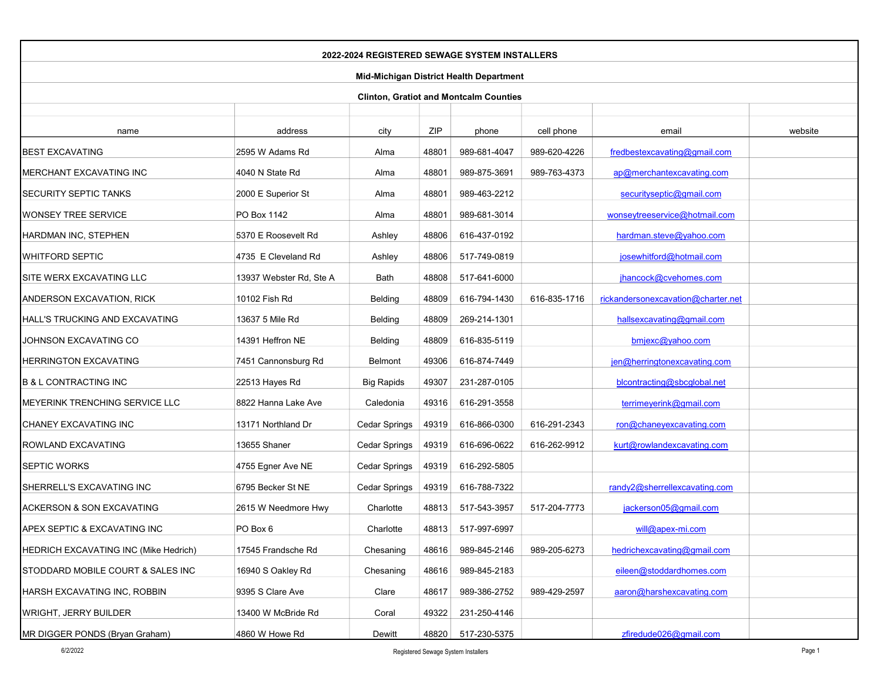# 2022-2024 REGISTERED SEWAGE SYSTEM INSTALLERS

## Mid-Michigan District Health Department

### Clinton, Gratiot and Montcalm Counties

| name | address | city | ZIP | phone | cell phone | email | website |
|---|---|---|---|---|---|---|---|
| BEST EXCAVATING | 2595 W Adams Rd | Alma | 48801 | 989-681-4047 | 989-620-4226 | fredbestexcavating@gmail.com | |
| MERCHANT EXCAVATING INC | 4040 N State Rd | Alma | 48801 | 989-875-3691 | 989-763-4373 | ap@merchantexcavating.com | |
| SECURITY SEPTIC TANKS | 2000 E Superior St | Alma | 48801 | 989-463-2212 | | securityseptic@gmail.com | |
| WONSEY TREE SERVICE | PO Box 1142 | Alma | 48801 | 989-681-3014 | | wonseytreeservice@hotmail.com | |
| HARDMAN INC, STEPHEN | 5370 E Roosevelt Rd | Ashley | 48806 | 616-437-0192 | | hardman.steve@yahoo.com | |
| WHITFORD SEPTIC | 4735 E Cleveland Rd | Ashley | 48806 | 517-749-0819 | | josewhitford@hotmail.com | |
| SITE WERX EXCAVATING LLC | 13937 Webster Rd, Ste A | Bath | 48808 | 517-641-6000 | | jhancock@cvehomes.com | |
| ANDERSON EXCAVATION, RICK | 10102 Fish Rd | Belding | 48809 | 616-794-1430 | 616-835-1716 | rickandersonexcavation@charter.net | |
| HALL'S TRUCKING AND EXCAVATING | 13637 5 Mile Rd | Belding | 48809 | 269-214-1301 | | hallsexcavating@gmail.com | |
| JOHNSON EXCAVATING CO | 14391 Heffron NE | Belding | 48809 | 616-835-5119 | | bmjexc@yahoo.com | |
| HERRINGTON EXCAVATING | 7451 Cannonsburg Rd | Belmont | 49306 | 616-874-7449 | | jen@herringtonexcavating.com | |
| B & L CONTRACTING INC | 22513 Hayes Rd | Big Rapids | 49307 | 231-287-0105 | | blcontracting@sbcglobal.net | |
| MEYERINK TRENCHING SERVICE LLC | 8822 Hanna Lake Ave | Caledonia | 49316 | 616-291-3558 | | terrimeyerink@gmail.com | |
| CHANEY EXCAVATING INC | 13171 Northland Dr | Cedar Springs | 49319 | 616-866-0300 | 616-291-2343 | ron@chaneyexcavating.com | |
| ROWLAND EXCAVATING | 13655 Shaner | Cedar Springs | 49319 | 616-696-0622 | 616-262-9912 | kurt@rowlandexcavating.com | |
| SEPTIC WORKS | 4755 Egner Ave NE | Cedar Springs | 49319 | 616-292-5805 | | | |
| SHERRELL'S EXCAVATING INC | 6795 Becker St NE | Cedar Springs | 49319 | 616-788-7322 | | randy2@sherrellexcavating.com | |
| ACKERSON & SON EXCAVATING | 2615 W Needmore Hwy | Charlotte | 48813 | 517-543-3957 | 517-204-7773 | jackerson05@gmail.com | |
| APEX SEPTIC & EXCAVATING INC | PO Box 6 | Charlotte | 48813 | 517-997-6997 | | will@apex-mi.com | |
| HEDRICH EXCAVATING INC (Mike Hedrich) | 17545 Frandsche Rd | Chesaning | 48616 | 989-845-2146 | 989-205-6273 | hedrichexcavating@gmail.com | |
| STODDARD MOBILE COURT & SALES INC | 16940 S Oakley Rd | Chesaning | 48616 | 989-845-2183 | | eileen@stoddardhomes.com | |
| HARSH EXCAVATING INC, ROBBIN | 9395 S Clare Ave | Clare | 48617 | 989-386-2752 | 989-429-2597 | aaron@harshexcavating.com | |
| WRIGHT, JERRY BUILDER | 13400 W McBride Rd | Coral | 49322 | 231-250-4146 | | | |
| MR DIGGER PONDS (Bryan Graham) | 4860 W Howe Rd | Dewitt | 48820 | 517-230-5375 | | zfiredude026@gmail.com | |

6/2/2022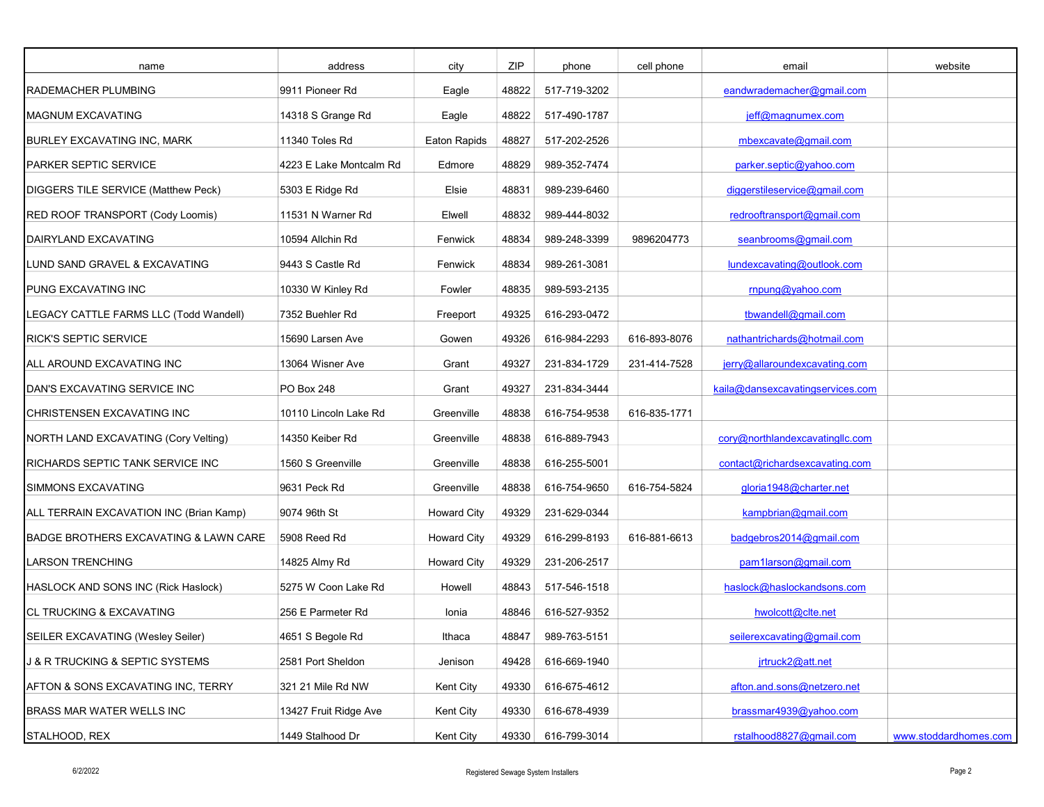| name | address | city | ZIP | phone | cell phone | email | website |
|---|---|---|---|---|---|---|---|
| RADEMACHER PLUMBING | 9911 Pioneer Rd | Eagle | 48822 | 517-719-3202 | | eandwrademacher@gmail.com | |
| MAGNUM EXCAVATING | 14318 S Grange Rd | Eagle | 48822 | 517-490-1787 | | jeff@magnumex.com | |
| BURLEY EXCAVATING INC, MARK | 11340 Toles Rd | Eaton Rapids | 48827 | 517-202-2526 | | mbexcavate@gmail.com | |
| PARKER SEPTIC SERVICE | 4223 E Lake Montcalm Rd | Edmore | 48829 | 989-352-7474 | | parker.septic@yahoo.com | |
| DIGGERS TILE SERVICE (Matthew Peck) | 5303 E Ridge Rd | Elsie | 48831 | 989-239-6460 | | diggerstileservice@gmail.com | |
| RED ROOF TRANSPORT (Cody Loomis) | 11531 N Warner Rd | Elwell | 48832 | 989-444-8032 | | redrooftransport@gmail.com | |
| DAIRYLAND EXCAVATING | 10594 Allchin Rd | Fenwick | 48834 | 989-248-3399 | 9896204773 | seanbrooms@gmail.com | |
| LUND SAND GRAVEL & EXCAVATING | 9443 S Castle Rd | Fenwick | 48834 | 989-261-3081 | | lundexcavating@outlook.com | |
| PUNG EXCAVATING INC | 10330 W Kinley Rd | Fowler | 48835 | 989-593-2135 | | rnpung@yahoo.com | |
| LEGACY CATTLE FARMS LLC (Todd Wandell) | 7352 Buehler Rd | Freeport | 49325 | 616-293-0472 | | tbwandell@gmail.com | |
| RICK'S SEPTIC SERVICE | 15690 Larsen Ave | Gowen | 49326 | 616-984-2293 | 616-893-8076 | nathantrichards@hotmail.com | |
| ALL AROUND EXCAVATING INC | 13064 Wisner Ave | Grant | 49327 | 231-834-1729 | 231-414-7528 | jerry@allaroundexcavating.com | |
| DAN'S EXCAVATING SERVICE INC | PO Box 248 | Grant | 49327 | 231-834-3444 | | kaila@dansexcavatingservices.com | |
| CHRISTENSEN EXCAVATING INC | 10110 Lincoln Lake Rd | Greenville | 48838 | 616-754-9538 | 616-835-1771 | | |
| NORTH LAND EXCAVATING (Cory Velting) | 14350 Keiber Rd | Greenville | 48838 | 616-889-7943 | | cory@northlandexcavatingllc.com | |
| RICHARDS SEPTIC TANK SERVICE INC | 1560 S Greenville | Greenville | 48838 | 616-255-5001 | | contact@richardsexcavating.com | |
| SIMMONS EXCAVATING | 9631 Peck Rd | Greenville | 48838 | 616-754-9650 | 616-754-5824 | gloria1948@charter.net | |
| ALL TERRAIN EXCAVATION INC (Brian Kamp) | 9074 96th St | Howard City | 49329 | 231-629-0344 | | kampbrian@gmail.com | |
| BADGE BROTHERS EXCAVATING & LAWN CARE | 5908 Reed Rd | Howard City | 49329 | 616-299-8193 | 616-881-6613 | badgebros2014@gmail.com | |
| LARSON TRENCHING | 14825 Almy Rd | Howard City | 49329 | 231-206-2517 | | pam1larson@gmail.com | |
| HASLOCK AND SONS INC (Rick Haslock) | 5275 W Coon Lake Rd | Howell | 48843 | 517-546-1518 | | haslock@haslockandsons.com | |
| CL TRUCKING & EXCAVATING | 256 E Parmeter Rd | Ionia | 48846 | 616-527-9352 | | hwolcott@clte.net | |
| SEILER EXCAVATING (Wesley Seiler) | 4651 S Begole Rd | Ithaca | 48847 | 989-763-5151 | | seilerexcavating@gmail.com | |
| J & R TRUCKING & SEPTIC SYSTEMS | 2581 Port Sheldon | Jenison | 49428 | 616-669-1940 | | jrtruck2@att.net | |
| AFTON & SONS EXCAVATING INC, TERRY | 321 21 Mile Rd NW | Kent City | 49330 | 616-675-4612 | | afton.and.sons@netzero.net | |
| BRASS MAR WATER WELLS INC | 13427 Fruit Ridge Ave | Kent City | 49330 | 616-678-4939 | | brassmar4939@yahoo.com | |
| STALHOOD, REX | 1449 Stalhood Dr | Kent City | 49330 | 616-799-3014 | | rstalhood8827@gmail.com | www.stoddardhomes.com |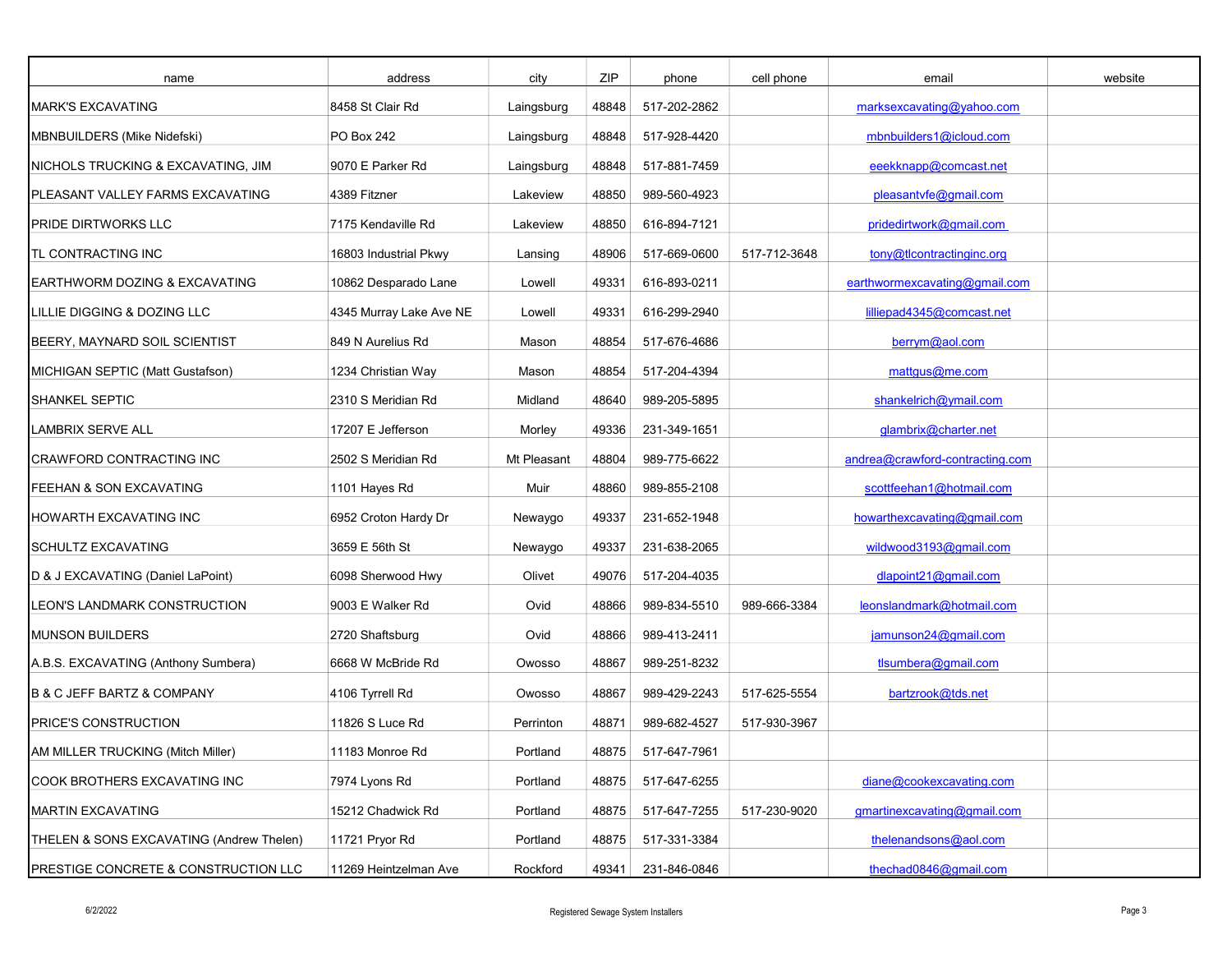| name | address | city | ZIP | phone | cell phone | email | website |
|---|---|---|---|---|---|---|---|
| MARK'S EXCAVATING | 8458 St Clair Rd | Laingsburg | 48848 | 517-202-2862 | | marksexcavating@yahoo.com | |
| MBNBUILDERS (Mike Nidefski) | PO Box 242 | Laingsburg | 48848 | 517-928-4420 | | mbnbuilders1@icloud.com | |
| NICHOLS TRUCKING & EXCAVATING, JIM | 9070 E Parker Rd | Laingsburg | 48848 | 517-881-7459 | | eeekknapp@comcast.net | |
| PLEASANT VALLEY FARMS EXCAVATING | 4389 Fitzner | Lakeview | 48850 | 989-560-4923 | | pleasantvfe@gmail.com | |
| PRIDE DIRTWORKS LLC | 7175 Kendaville Rd | Lakeview | 48850 | 616-894-7121 | | pridedirtwork@gmail.com | |
| TL CONTRACTING INC | 16803 Industrial Pkwy | Lansing | 48906 | 517-669-0600 | 517-712-3648 | tony@tlcontractinginc.org | |
| EARTHWORM DOZING & EXCAVATING | 10862 Desparado Lane | Lowell | 49331 | 616-893-0211 | | earthwormexcavating@gmail.com | |
| LILLIE DIGGING & DOZING LLC | 4345 Murray Lake Ave NE | Lowell | 49331 | 616-299-2940 | | lilliepad4345@comcast.net | |
| BEERY, MAYNARD SOIL SCIENTIST | 849 N Aurelius Rd | Mason | 48854 | 517-676-4686 | | berrym@aol.com | |
| MICHIGAN SEPTIC (Matt Gustafson) | 1234 Christian Way | Mason | 48854 | 517-204-4394 | | mattgus@me.com | |
| SHANKEL SEPTIC | 2310 S Meridian Rd | Midland | 48640 | 989-205-5895 | | shankelrich@ymail.com | |
| LAMBRIX SERVE ALL | 17207 E Jefferson | Morley | 49336 | 231-349-1651 | | glambrix@charter.net | |
| CRAWFORD CONTRACTING INC | 2502 S Meridian Rd | Mt Pleasant | 48804 | 989-775-6622 | | andrea@crawford-contracting.com | |
| FEEHAN & SON EXCAVATING | 1101 Hayes Rd | Muir | 48860 | 989-855-2108 | | scottfeehan1@hotmail.com | |
| HOWARTH EXCAVATING INC | 6952 Croton Hardy Dr | Newaygo | 49337 | 231-652-1948 | | howarthexcavating@gmail.com | |
| SCHULTZ EXCAVATING | 3659 E 56th St | Newaygo | 49337 | 231-638-2065 | | wildwood3193@gmail.com | |
| D & J EXCAVATING (Daniel LaPoint) | 6098 Sherwood Hwy | Olivet | 49076 | 517-204-4035 | | dlapoint21@gmail.com | |
| LEON'S LANDMARK CONSTRUCTION | 9003 E Walker Rd | Ovid | 48866 | 989-834-5510 | 989-666-3384 | leonslandmark@hotmail.com | |
| MUNSON BUILDERS | 2720 Shaftsburg | Ovid | 48866 | 989-413-2411 | | jamunson24@gmail.com | |
| A.B.S. EXCAVATING (Anthony Sumbera) | 6668 W McBride Rd | Owosso | 48867 | 989-251-8232 | | tlsumbera@gmail.com | |
| B & C JEFF BARTZ & COMPANY | 4106 Tyrrell Rd | Owosso | 48867 | 989-429-2243 | 517-625-5554 | bartzrook@tds.net | |
| PRICE'S CONSTRUCTION | 11826 S Luce Rd | Perrinton | 48871 | 989-682-4527 | 517-930-3967 | | |
| AM MILLER TRUCKING (Mitch Miller) | 11183 Monroe Rd | Portland | 48875 | 517-647-7961 | | | |
| COOK BROTHERS EXCAVATING INC | 7974 Lyons Rd | Portland | 48875 | 517-647-6255 | | diane@cookexcavating.com | |
| MARTIN EXCAVATING | 15212 Chadwick Rd | Portland | 48875 | 517-647-7255 | 517-230-9020 | gmartinexcavating@gmail.com | |
| THELEN & SONS EXCAVATING (Andrew Thelen) | 11721 Pryor Rd | Portland | 48875 | 517-331-3384 | | thelenandsons@aol.com | |
| PRESTIGE CONCRETE & CONSTRUCTION LLC | 11269 Heintzelman Ave | Rockford | 49341 | 231-846-0846 | | thechad0846@gmail.com | |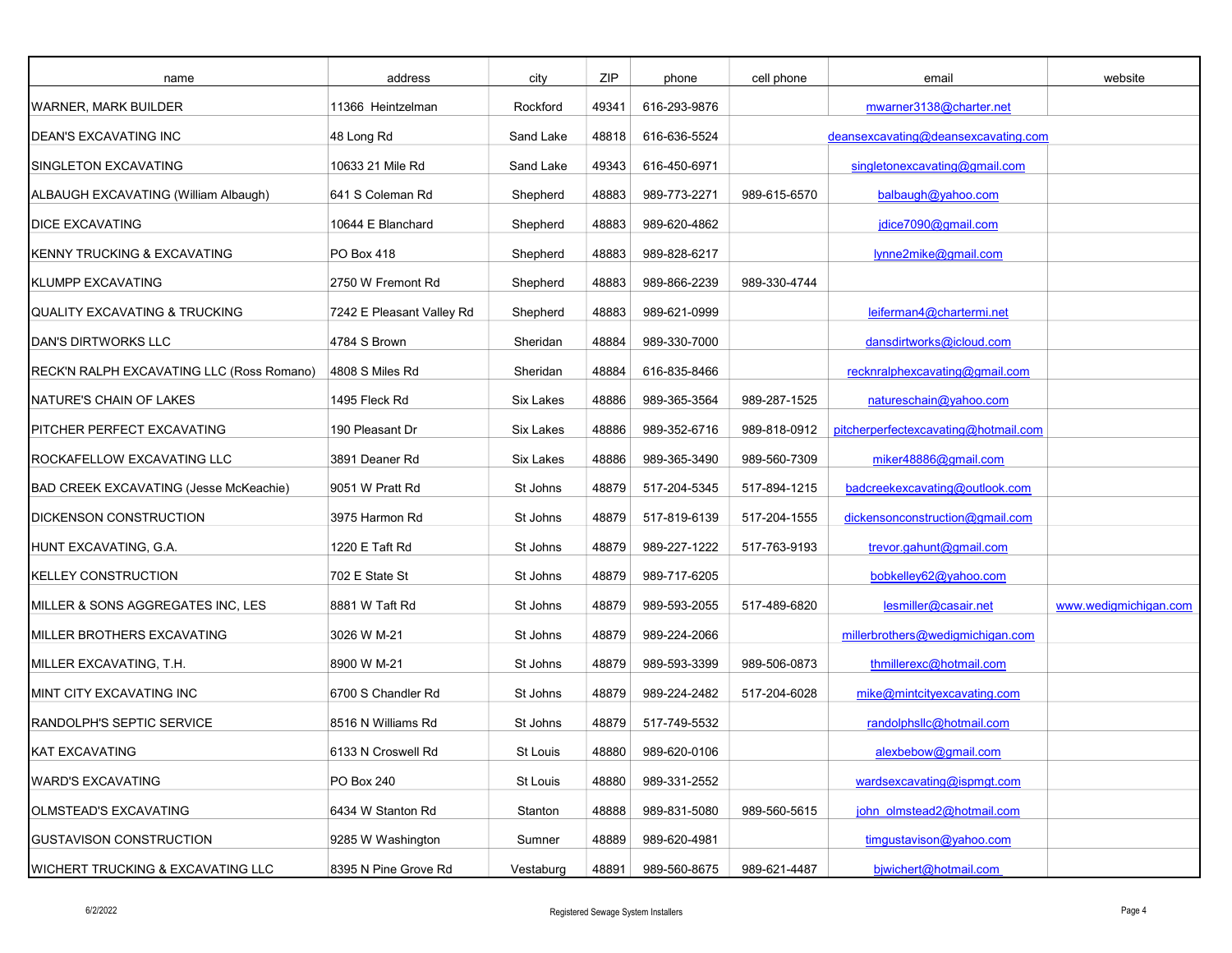| name | address | city | ZIP | phone | cell phone | email | website |
|---|---|---|---|---|---|---|---|
| WARNER, MARK BUILDER | 11366 Heintzelman | Rockford | 49341 | 616-293-9876 | | mwarner3138@charter.net | |
| DEAN'S EXCAVATING INC | 48 Long Rd | Sand Lake | 48818 | 616-636-5524 | | deansexcavating@deansexcavating.com | |
| SINGLETON EXCAVATING | 10633 21 Mile Rd | Sand Lake | 49343 | 616-450-6971 | | singletonexcavating@gmail.com | |
| ALBAUGH EXCAVATING (William Albaugh) | 641 S Coleman Rd | Shepherd | 48883 | 989-773-2271 | 989-615-6570 | balbaugh@yahoo.com | |
| DICE EXCAVATING | 10644 E Blanchard | Shepherd | 48883 | 989-620-4862 | | jdice7090@gmail.com | |
| KENNY TRUCKING & EXCAVATING | PO Box 418 | Shepherd | 48883 | 989-828-6217 | | lynne2mike@gmail.com | |
| KLUMPP EXCAVATING | 2750 W Fremont Rd | Shepherd | 48883 | 989-866-2239 | 989-330-4744 | | |
| QUALITY EXCAVATING & TRUCKING | 7242 E Pleasant Valley Rd | Shepherd | 48883 | 989-621-0999 | | leiferman4@chartermi.net | |
| DAN'S DIRTWORKS LLC | 4784 S Brown | Sheridan | 48884 | 989-330-7000 | | dansdirtworks@icloud.com | |
| RECK'N RALPH EXCAVATING LLC (Ross Romano) | 4808 S Miles Rd | Sheridan | 48884 | 616-835-8466 | | recknralphexcavating@gmail.com | |
| NATURE'S CHAIN OF LAKES | 1495 Fleck Rd | Six Lakes | 48886 | 989-365-3564 | 989-287-1525 | natureschain@yahoo.com | |
| PITCHER PERFECT EXCAVATING | 190 Pleasant Dr | Six Lakes | 48886 | 989-352-6716 | 989-818-0912 | pitcherperfectexcavating@hotmail.com | |
| ROCKAFELLOW EXCAVATING LLC | 3891 Deaner Rd | Six Lakes | 48886 | 989-365-3490 | 989-560-7309 | miker48886@gmail.com | |
| BAD CREEK EXCAVATING (Jesse McKeachie) | 9051 W Pratt Rd | St Johns | 48879 | 517-204-5345 | 517-894-1215 | badcreekexcavating@outlook.com | |
| DICKENSON CONSTRUCTION | 3975 Harmon Rd | St Johns | 48879 | 517-819-6139 | 517-204-1555 | dickensonconstruction@gmail.com | |
| HUNT EXCAVATING, G.A. | 1220 E Taft Rd | St Johns | 48879 | 989-227-1222 | 517-763-9193 | trevor.gahunt@gmail.com | |
| KELLEY CONSTRUCTION | 702 E State St | St Johns | 48879 | 989-717-6205 | | bobkelley62@yahoo.com | |
| MILLER & SONS AGGREGATES INC, LES | 8881 W Taft Rd | St Johns | 48879 | 989-593-2055 | 517-489-6820 | lesmiller@casair.net | www.wedigmichigan.com |
| MILLER BROTHERS EXCAVATING | 3026 W M-21 | St Johns | 48879 | 989-224-2066 | | millerbrothers@wedigmichigan.com | |
| MILLER EXCAVATING, T.H. | 8900 W M-21 | St Johns | 48879 | 989-593-3399 | 989-506-0873 | thmillerexc@hotmail.com | |
| MINT CITY EXCAVATING INC | 6700 S Chandler Rd | St Johns | 48879 | 989-224-2482 | 517-204-6028 | mike@mintcityexcavating.com | |
| RANDOLPH'S SEPTIC SERVICE | 8516 N Williams Rd | St Johns | 48879 | 517-749-5532 | | randolphsllc@hotmail.com | |
| KAT EXCAVATING | 6133 N Croswell Rd | St Louis | 48880 | 989-620-0106 | | alexbebow@gmail.com | |
| WARD'S EXCAVATING | PO Box 240 | St Louis | 48880 | 989-331-2552 | | wardsexcavating@ispmgt.com | |
| OLMSTEAD'S EXCAVATING | 6434 W Stanton Rd | Stanton | 48888 | 989-831-5080 | 989-560-5615 | john_olmstead2@hotmail.com | |
| GUSTAVISON CONSTRUCTION | 9285 W Washington | Sumner | 48889 | 989-620-4981 | | timgustavison@yahoo.com | |
| WICHERT TRUCKING & EXCAVATING LLC | 8395 N Pine Grove Rd | Vestaburg | 48891 | 989-560-8675 | 989-621-4487 | bjwichert@hotmail.com | |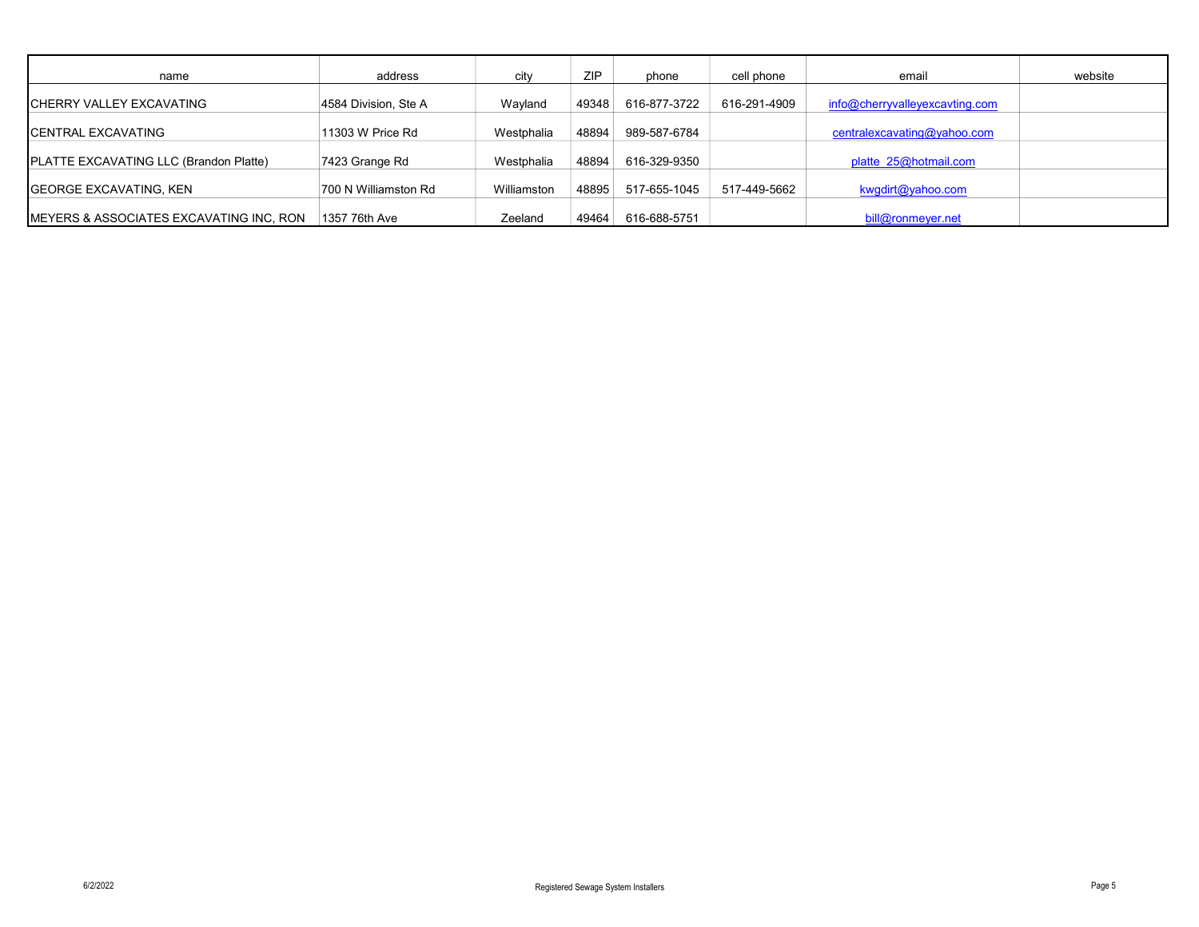| name | address | city | ZIP | phone | cell phone | email | website |
|---|---|---|---|---|---|---|---|
| CHERRY VALLEY EXCAVATING | 4584 Division, Ste A | Wayland | 49348 | 616-877-3722 | 616-291-4909 | info@cherryvalleyexcavting.com | |
| CENTRAL EXCAVATING | 11303 W Price Rd | Westphalia | 48894 | 989-587-6784 | | centralexcavating@yahoo.com | |
| PLATTE EXCAVATING LLC (Brandon Platte) | 7423 Grange Rd | Westphalia | 48894 | 616-329-9350 | | platte_25@hotmail.com | |
| GEORGE EXCAVATING, KEN | 700 N Williamston Rd | Williamston | 48895 | 517-655-1045 | 517-449-5662 | kwgdirt@yahoo.com | |
| MEYERS & ASSOCIATES EXCAVATING INC, RON | 1357 76th Ave | Zeeland | 49464 | 616-688-5751 | | bill@ronmeyer.net | |